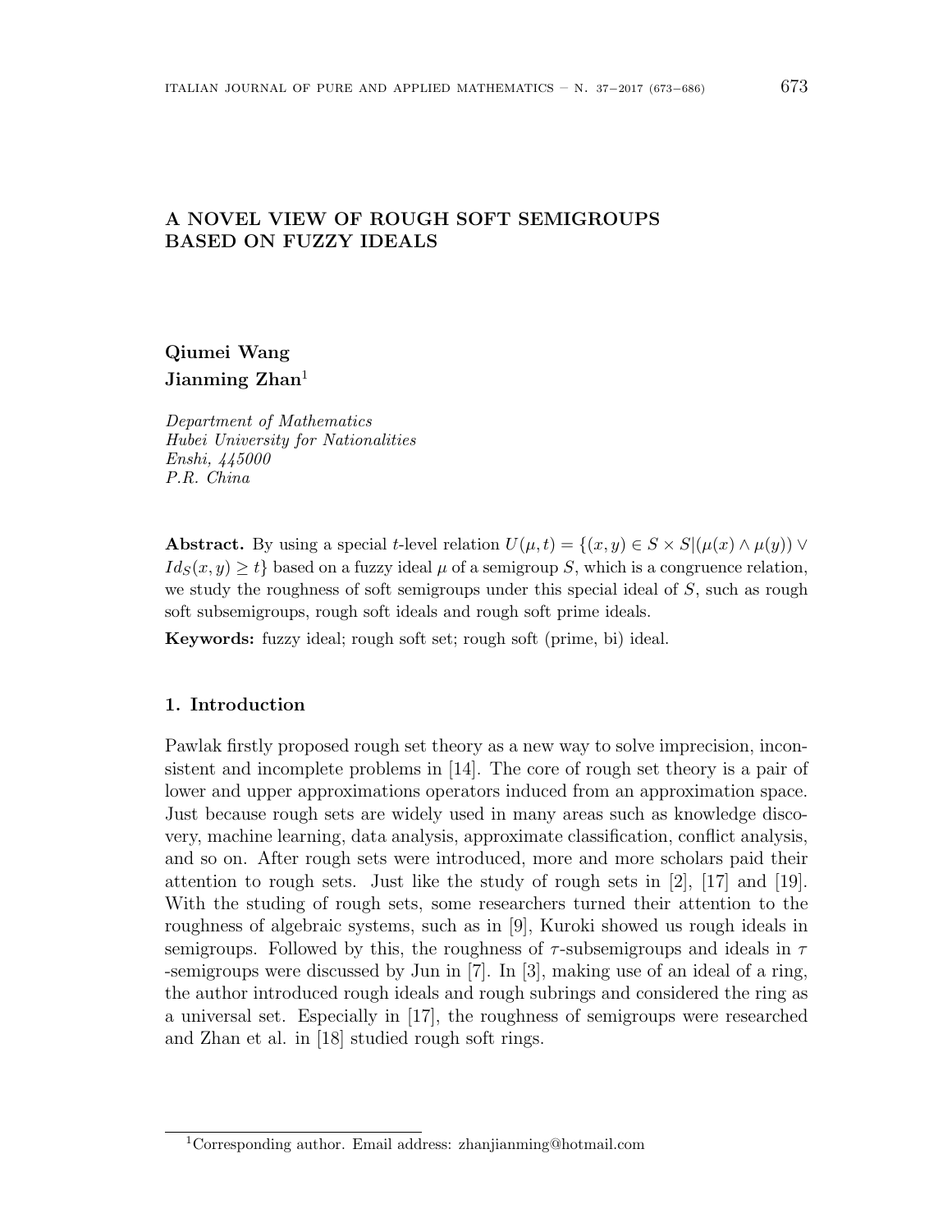# A NOVEL VIEW OF ROUGH SOFT SEMIGROUPS BASED ON FUZZY IDEALS

**Qiumei Wang**  
**Jianming Zhan**[1]

*Department of Mathematics*  
*Hubei University for Nationalities*  
*Enshi, 445000*  
*P.R. China*

**Abstract.** By using a special $t$-level relation $U(\mu, t) = \{(x, y) \in S \times S | (\mu(x) \wedge \mu(y)) \vee Id_S(x, y) \geq t\}$ based on a fuzzy ideal $\mu$ of a semigroup $S$, which is a congruence relation, we study the roughness of soft semigroups under this special ideal of $S$, such as rough soft subsemigroups, rough soft ideals and rough soft prime ideals.

**Keywords:** fuzzy ideal; rough soft set; rough soft (prime, bi) ideal.

## 1. Introduction

Pawlak firstly proposed rough set theory as a new way to solve imprecision, inconsistent and incomplete problems in [14]. The core of rough set theory is a pair of lower and upper approximations operators induced from an approximation space. Just because rough sets are widely used in many areas such as knowledge discovery, machine learning, data analysis, approximate classification, conflict analysis, and so on. After rough sets were introduced, more and more scholars paid their attention to rough sets. Just like the study of rough sets in [2], [17] and [19]. With the studing of rough sets, some researchers turned their attention to the roughness of algebraic systems, such as in [9], Kuroki showed us rough ideals in semigroups. Followed by this, the roughness of $\tau$-subsemigroups and ideals in $\tau$ -semigroups were discussed by Jun in [7]. In [3], making use of an ideal of a ring, the author introduced rough ideals and rough subrings and considered the ring as a universal set. Especially in [17], the roughness of semigroups were researched and Zhan et al. in [18] studied rough soft rings.

[1]Corresponding author. Email address: zhanjianming@hotmail.com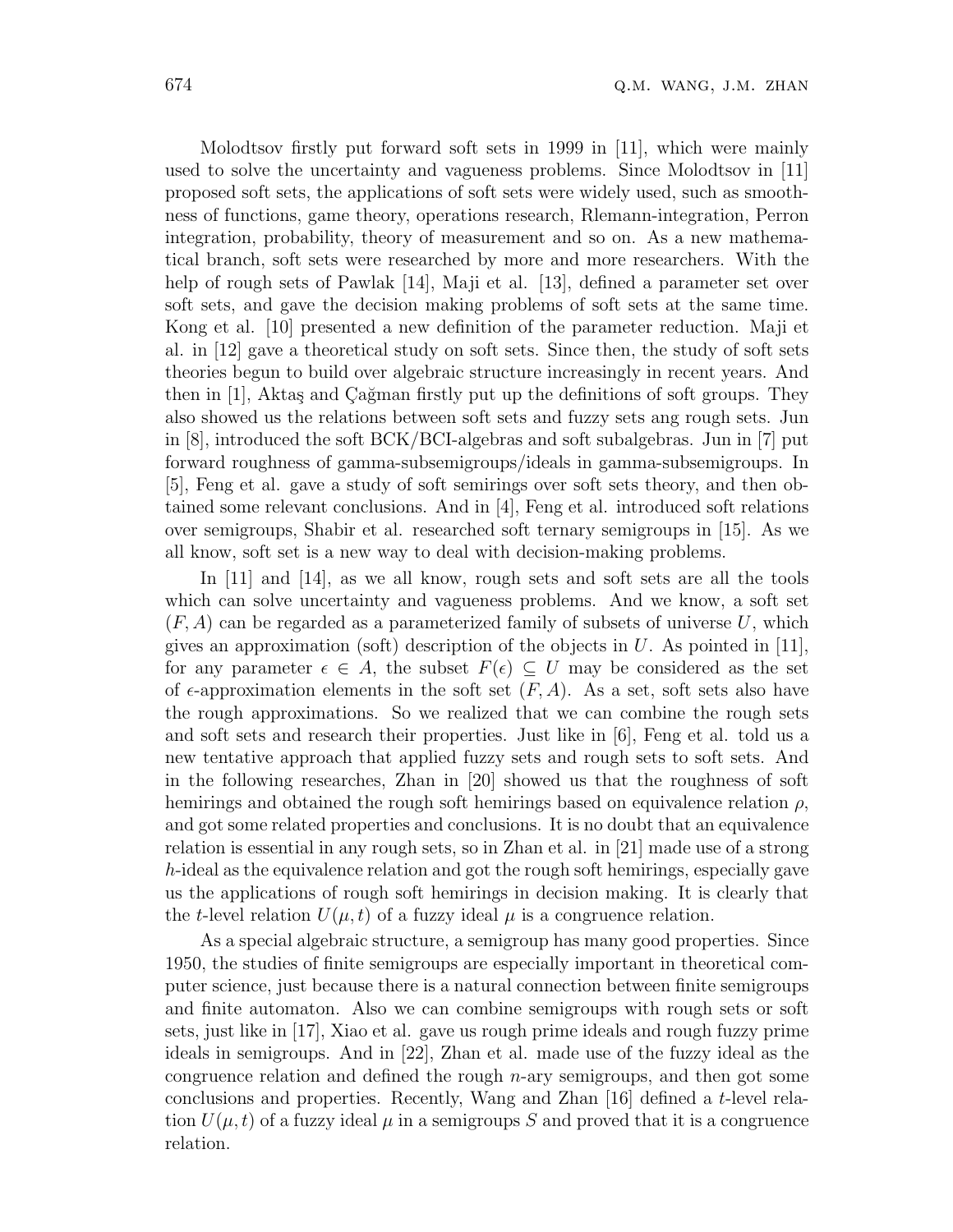Molodtsov firstly put forward soft sets in 1999 in [11], which were mainly used to solve the uncertainty and vagueness problems. Since Molodtsov in [11] proposed soft sets, the applications of soft sets were widely used, such as smoothness of functions, game theory, operations research, Rlemann-integration, Perron integration, probability, theory of measurement and so on. As a new mathematical branch, soft sets were researched by more and more researchers. With the help of rough sets of Pawlak [14], Maji et al. [13], defined a parameter set over soft sets, and gave the decision making problems of soft sets at the same time. Kong et al. [10] presented a new definition of the parameter reduction. Maji et al. in [12] gave a theoretical study on soft sets. Since then, the study of soft sets theories begun to build over algebraic structure increasingly in recent years. And then in [1], Aktaş and Çağman firstly put up the definitions of soft groups. They also showed us the relations between soft sets and fuzzy sets ang rough sets. Jun in [8], introduced the soft BCK/BCI-algebras and soft subalgebras. Jun in [7] put forward roughness of gamma-subsemigroups/ideals in gamma-subsemigroups. In [5], Feng et al. gave a study of soft semirings over soft sets theory, and then obtained some relevant conclusions. And in [4], Feng et al. introduced soft relations over semigroups, Shabir et al. researched soft ternary semigroups in [15]. As we all know, soft set is a new way to deal with decision-making problems.

In [11] and [14], as we all know, rough sets and soft sets are all the tools which can solve uncertainty and vagueness problems. And we know, a soft set $(F, A)$ can be regarded as a parameterized family of subsets of universe $U$, which gives an approximation (soft) description of the objects in $U$. As pointed in [11], for any parameter $\epsilon \in A$, the subset $F(\epsilon) \subseteq U$ may be considered as the set of $\epsilon$-approximation elements in the soft set $(F, A)$. As a set, soft sets also have the rough approximations. So we realized that we can combine the rough sets and soft sets and research their properties. Just like in [6], Feng et al. told us a new tentative approach that applied fuzzy sets and rough sets to soft sets. And in the following researches, Zhan in [20] showed us that the roughness of soft hemirings and obtained the rough soft hemirings based on equivalence relation $\rho$, and got some related properties and conclusions. It is no doubt that an equivalence relation is essential in any rough sets, so in Zhan et al. in [21] made use of a strong $h$-ideal as the equivalence relation and got the rough soft hemirings, especially gave us the applications of rough soft hemirings in decision making. It is clearly that the $t$-level relation $U(\mu, t)$ of a fuzzy ideal $\mu$ is a congruence relation.

As a special algebraic structure, a semigroup has many good properties. Since 1950, the studies of finite semigroups are especially important in theoretical computer science, just because there is a natural connection between finite semigroups and finite automaton. Also we can combine semigroups with rough sets or soft sets, just like in [17], Xiao et al. gave us rough prime ideals and rough fuzzy prime ideals in semigroups. And in [22], Zhan et al. made use of the fuzzy ideal as the congruence relation and defined the rough $n$-ary semigroups, and then got some conclusions and properties. Recently, Wang and Zhan [16] defined a $t$-level relation $U(\mu, t)$ of a fuzzy ideal $\mu$ in a semigroups $S$ and proved that it is a congruence relation.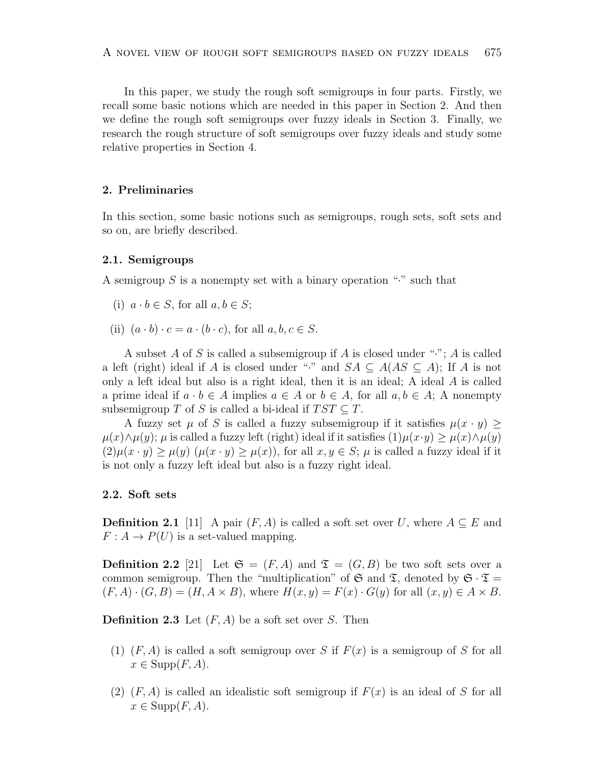In this paper, we study the rough soft semigroups in four parts. Firstly, we recall some basic notions which are needed in this paper in Section 2. And then we define the rough soft semigroups over fuzzy ideals in Section 3. Finally, we research the rough structure of soft semigroups over fuzzy ideals and study some relative properties in Section 4.

## 2. Preliminaries

In this section, some basic notions such as semigroups, rough sets, soft sets and so on, are briefly described.

### 2.1. Semigroups

A semigroup $S$ is a nonempty set with a binary operation "$\cdot$" such that

(i) $a \cdot b \in S$, for all $a, b \in S$;

(ii) $(a \cdot b) \cdot c = a \cdot (b \cdot c)$, for all $a, b, c \in S$.

A subset $A$ of $S$ is called a subsemigroup if $A$ is closed under "$\cdot$"; $A$ is called a left (right) ideal if $A$ is closed under "$\cdot$" and $SA \subseteq A (AS \subseteq A)$; If $A$ is not only a left ideal but also is a right ideal, then it is an ideal; A ideal $A$ is called a prime ideal if $a \cdot b \in A$ implies $a \in A$ or $b \in A$, for all $a, b \in A$; A nonempty subsemigroup $T$ of $S$ is called a bi-ideal if $TST \subseteq T$.

A fuzzy set $\mu$ of $S$ is called a fuzzy subsemigroup if it satisfies $\mu(x \cdot y) \geq \mu(x) \wedge \mu(y)$; $\mu$ is called a fuzzy left (right) ideal if it satisfies $(1) \mu(x \cdot y) \geq \mu(x) \wedge \mu(y)$ $(2) \mu(x \cdot y) \geq \mu(y)$ $(\mu(x \cdot y) \geq \mu(x))$, for all $x, y \in S$; $\mu$ is called a fuzzy ideal if it is not only a fuzzy left ideal but also is a fuzzy right ideal.

### 2.2. Soft sets

**Definition 2.1** [11] A pair $(F, A)$ is called a soft set over $U$, where $A \subseteq E$ and $F : A \to P(U)$ is a set-valued mapping.

**Definition 2.2** [21] Let $\mathfrak{S} = (F, A)$ and $\mathfrak{T} = (G, B)$ be two soft sets over a common semigroup. Then the "multiplication" of $\mathfrak{S}$ and $\mathfrak{T}$, denoted by $\mathfrak{S} \cdot \mathfrak{T} = (F, A) \cdot (G, B) = (H, A \times B)$, where $H(x, y) = F(x) \cdot G(y)$ for all $(x, y) \in A \times B$.

**Definition 2.3** Let $(F, A)$ be a soft set over $S$. Then

(1) $(F, A)$ is called a soft semigroup over $S$ if $F(x)$ is a semigroup of $S$ for all $x \in \mathrm{Supp}(F, A)$.

(2) $(F, A)$ is called an idealistic soft semigroup if $F(x)$ is an ideal of $S$ for all $x \in \mathrm{Supp}(F, A)$.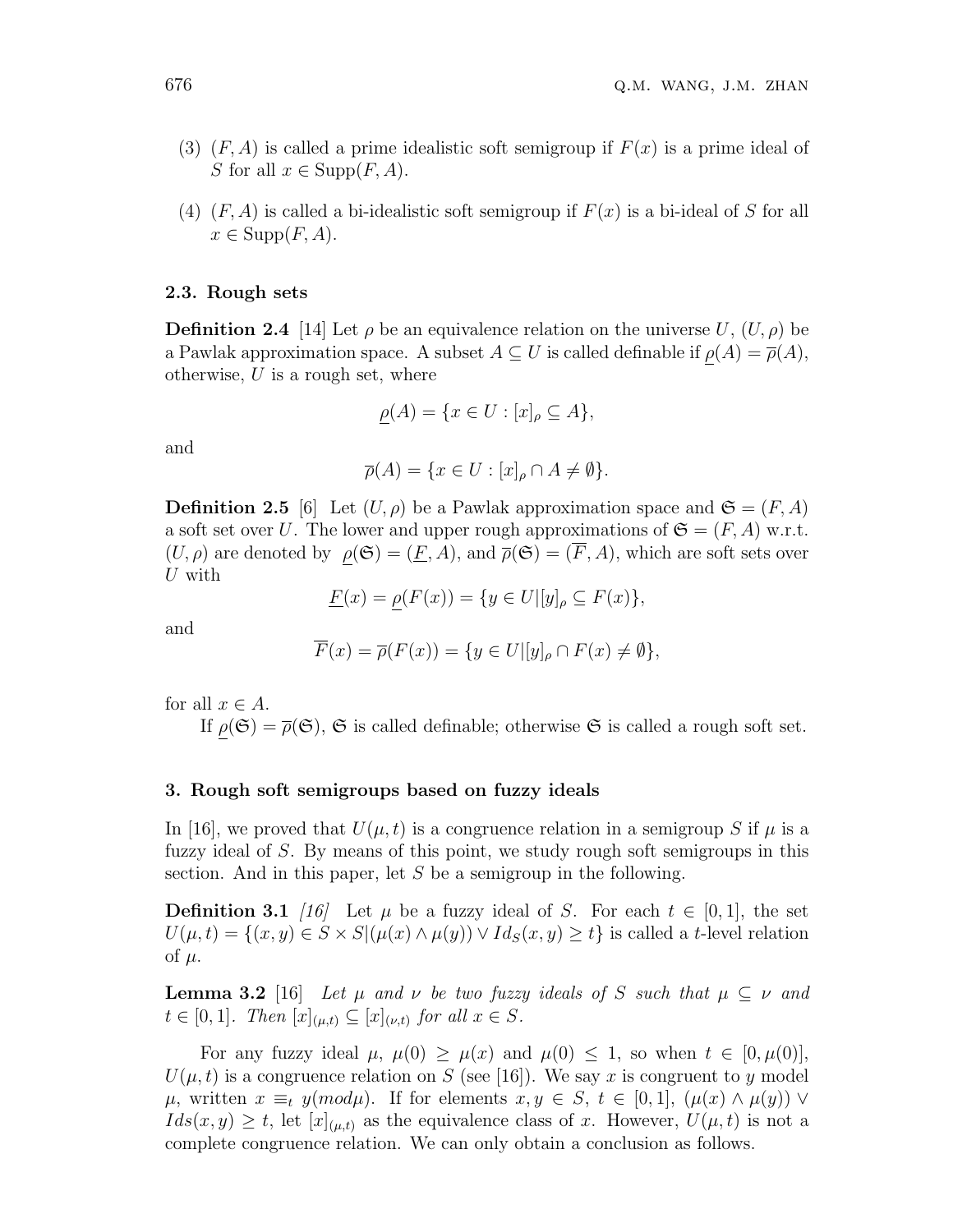(3) $(F, A)$ is called a prime idealistic soft semigroup if $F(x)$ is a prime ideal of $S$ for all $x \in \mathrm{Supp}(F, A)$.

(4) $(F, A)$ is called a bi-idealistic soft semigroup if $F(x)$ is a bi-ideal of $S$ for all $x \in \mathrm{Supp}(F, A)$.

### 2.3. Rough sets

**Definition 2.4** [14] Let $\rho$ be an equivalence relation on the universe $U$, $(U, \rho)$ be a Pawlak approximation space. A subset $A \subseteq U$ is called definable if $\underline{\rho}(A) = \overline{\rho}(A)$, otherwise, $U$ is a rough set, where

$$\underline{\rho}(A) = \{x \in U : [x]_\rho \subseteq A\},$$

and

$$\overline{\rho}(A) = \{x \in U : [x]_\rho \cap A \neq \emptyset\}.$$

**Definition 2.5** [6] Let $(U, \rho)$ be a Pawlak approximation space and $\mathfrak{S} = (F, A)$ a soft set over $U$. The lower and upper rough approximations of $\mathfrak{S} = (F, A)$ w.r.t. $(U, \rho)$ are denoted by $\underline{\rho}(\mathfrak{S}) = (\underline{F}, A)$, and $\overline{\rho}(\mathfrak{S}) = (\overline{F}, A)$, which are soft sets over $U$ with

$$\underline{F}(x) = \underline{\rho}(F(x)) = \{y \in U | [y]_\rho \subseteq F(x)\},$$

and

$$\overline{F}(x) = \overline{\rho}(F(x)) = \{y \in U | [y]_\rho \cap F(x) \neq \emptyset\},$$

for all $x \in A$.

If $\underline{\rho}(\mathfrak{S}) = \overline{\rho}(\mathfrak{S})$, $\mathfrak{S}$ is called definable; otherwise $\mathfrak{S}$ is called a rough soft set.

## 3. Rough soft semigroups based on fuzzy ideals

In [16], we proved that $U(\mu, t)$ is a congruence relation in a semigroup $S$ if $\mu$ is a fuzzy ideal of $S$. By means of this point, we study rough soft semigroups in this section. And in this paper, let $S$ be a semigroup in the following.

**Definition 3.1** *[16]* Let $\mu$ be a fuzzy ideal of $S$. For each $t \in [0, 1]$, the set $U(\mu, t) = \{(x, y) \in S \times S | (\mu(x) \wedge \mu(y)) \vee Id_S(x, y) \geq t\}$ is called a $t$-level relation of $\mu$.

**Lemma 3.2** [16] *Let $\mu$ and $\nu$ be two fuzzy ideals of $S$ such that $\mu \subseteq \nu$ and $t \in [0, 1]$. Then $[x]_{(\mu,t)} \subseteq [x]_{(\nu,t)}$ for all $x \in S$.*

For any fuzzy ideal $\mu$, $\mu(0) \geq \mu(x)$ and $\mu(0) \leq 1$, so when $t \in [0, \mu(0)]$, $U(\mu, t)$ is a congruence relation on $S$ (see [16]). We say $x$ is congruent to $y$ model $\mu$, written $x \equiv_t y(mod\mu)$. If for elements $x, y \in S$, $t \in [0, 1]$, $(\mu(x) \wedge \mu(y)) \vee Ids(x, y) \geq t$, let $[x]_{(\mu,t)}$ as the equivalence class of $x$. However, $U(\mu, t)$ is not a complete congruence relation. We can only obtain a conclusion as follows.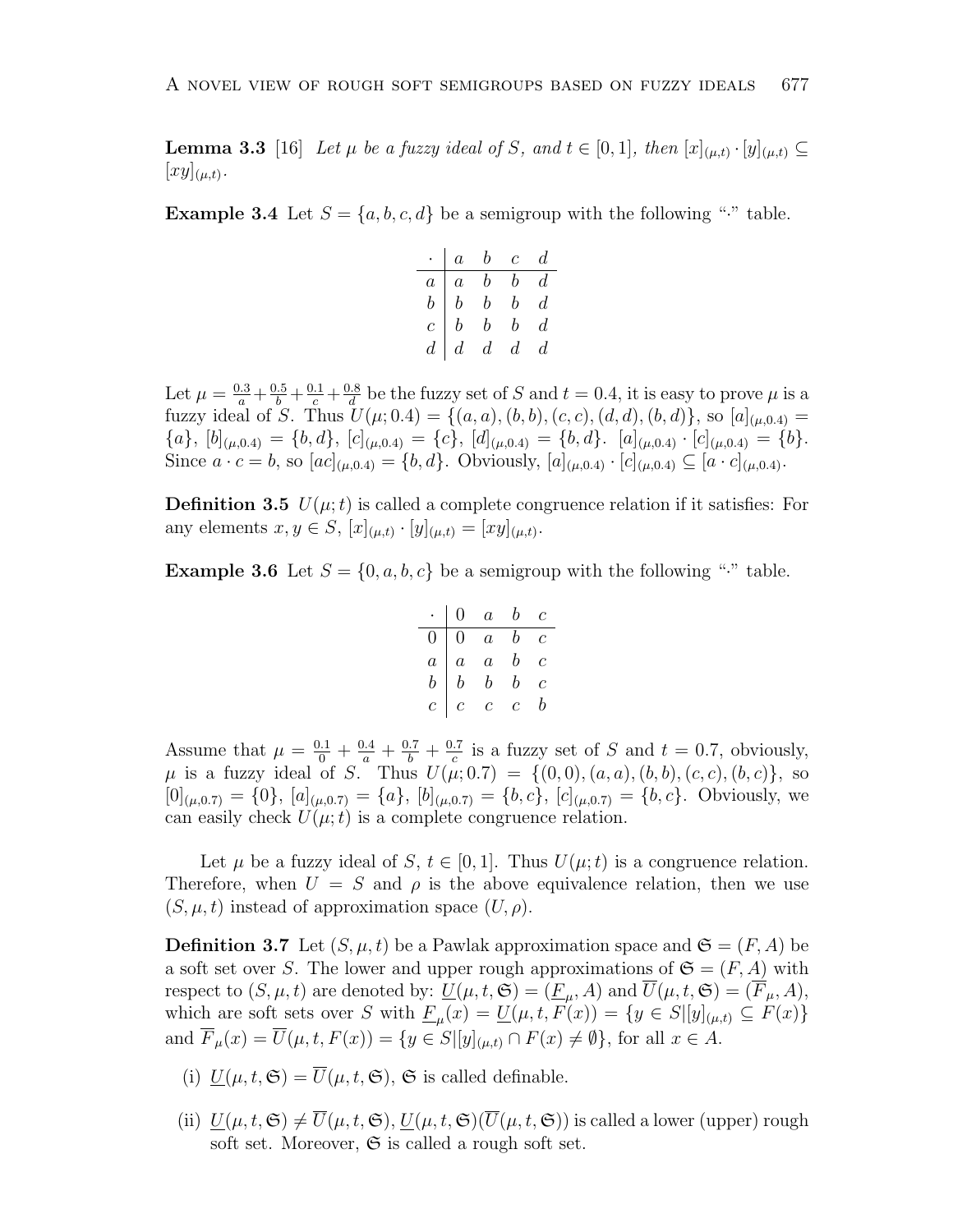**Lemma 3.3** [16] *Let $\mu$ be a fuzzy ideal of $S$, and $t \in [0,1]$, then $[x]_{(\mu,t)} \cdot [y]_{(\mu,t)} \subseteq [xy]_{(\mu,t)}$.*

**Example 3.4** Let $S = \{a, b, c, d\}$ be a semigroup with the following "$\cdot$" table.

| $\cdot$ | $a$ | $b$ | $c$ | $d$ |
|---|---|---|---|---|
| $a$ | $a$ | $b$ | $b$ | $d$ |
| $b$ | $b$ | $b$ | $b$ | $d$ |
| $c$ | $b$ | $b$ | $b$ | $d$ |
| $d$ | $d$ | $d$ | $d$ | $d$ |

Let $\mu = \frac{0.3}{a} + \frac{0.5}{b} + \frac{0.1}{c} + \frac{0.8}{d}$ be the fuzzy set of $S$ and $t = 0.4$, it is easy to prove $\mu$ is a fuzzy ideal of $S$. Thus $U(\mu; 0.4) = \{(a,a), (b,b), (c,c), (d,d), (b,d)\}$, so $[a]_{(\mu,0.4)} = \{a\}$, $[b]_{(\mu,0.4)} = \{b,d\}$, $[c]_{(\mu,0.4)} = \{c\}$, $[d]_{(\mu,0.4)} = \{b,d\}$. $[a]_{(\mu,0.4)} \cdot [c]_{(\mu,0.4)} = \{b\}$. Since $a \cdot c = b$, so $[ac]_{(\mu,0.4)} = \{b,d\}$. Obviously, $[a]_{(\mu,0.4)} \cdot [c]_{(\mu,0.4)} \subseteq [a \cdot c]_{(\mu,0.4)}$.

**Definition 3.5** $U(\mu; t)$ is called a complete congruence relation if it satisfies: For any elements $x, y \in S$, $[x]_{(\mu,t)} \cdot [y]_{(\mu,t)} = [xy]_{(\mu,t)}$.

**Example 3.6** Let $S = \{0, a, b, c\}$ be a semigroup with the following "$\cdot$" table.

| $\cdot$ | $0$ | $a$ | $b$ | $c$ |
|---|---|---|---|---|
| $0$ | $0$ | $a$ | $b$ | $c$ |
| $a$ | $a$ | $a$ | $b$ | $c$ |
| $b$ | $b$ | $b$ | $b$ | $c$ |
| $c$ | $c$ | $c$ | $c$ | $b$ |

Assume that $\mu = \frac{0.1}{0} + \frac{0.4}{a} + \frac{0.7}{b} + \frac{0.7}{c}$ is a fuzzy set of $S$ and $t = 0.7$, obviously, $\mu$ is a fuzzy ideal of $S$. Thus $U(\mu; 0.7) = \{(0,0), (a,a), (b,b), (c,c), (b,c)\}$, so $[0]_{(\mu,0.7)} = \{0\}$, $[a]_{(\mu,0.7)} = \{a\}$, $[b]_{(\mu,0.7)} = \{b,c\}$, $[c]_{(\mu,0.7)} = \{b,c\}$. Obviously, we can easily check $U(\mu; t)$ is a complete congruence relation.

Let $\mu$ be a fuzzy ideal of $S$, $t \in [0,1]$. Thus $U(\mu; t)$ is a congruence relation. Therefore, when $U = S$ and $\rho$ is the above equivalence relation, then we use $(S, \mu, t)$ instead of approximation space $(U, \rho)$.

**Definition 3.7** Let $(S, \mu, t)$ be a Pawlak approximation space and $\mathfrak{S} = (F, A)$ be a soft set over $S$. The lower and upper rough approximations of $\mathfrak{S} = (F, A)$ with respect to $(S, \mu, t)$ are denoted by: $\underline{U}(\mu, t, \mathfrak{S}) = (\underline{F}_\mu, A)$ and $\overline{U}(\mu, t, \mathfrak{S}) = (\overline{F}_\mu, A)$, which are soft sets over $S$ with $\underline{F}_\mu(x) = \underline{U}(\mu, t, F(x)) = \{y \in S | [y]_{(\mu,t)} \subseteq F(x)\}$ and $\overline{F}_\mu(x) = \overline{U}(\mu, t, F(x)) = \{y \in S | [y]_{(\mu,t)} \cap F(x) \neq \emptyset\}$, for all $x \in A$.

- (i) $\underline{U}(\mu, t, \mathfrak{S}) = \overline{U}(\mu, t, \mathfrak{S})$, $\mathfrak{S}$ is called definable.
- (ii) $\underline{U}(\mu, t, \mathfrak{S}) \neq \overline{U}(\mu, t, \mathfrak{S})$, $\underline{U}(\mu, t, \mathfrak{S})(\overline{U}(\mu, t, \mathfrak{S}))$ is called a lower (upper) rough soft set. Moreover, $\mathfrak{S}$ is called a rough soft set.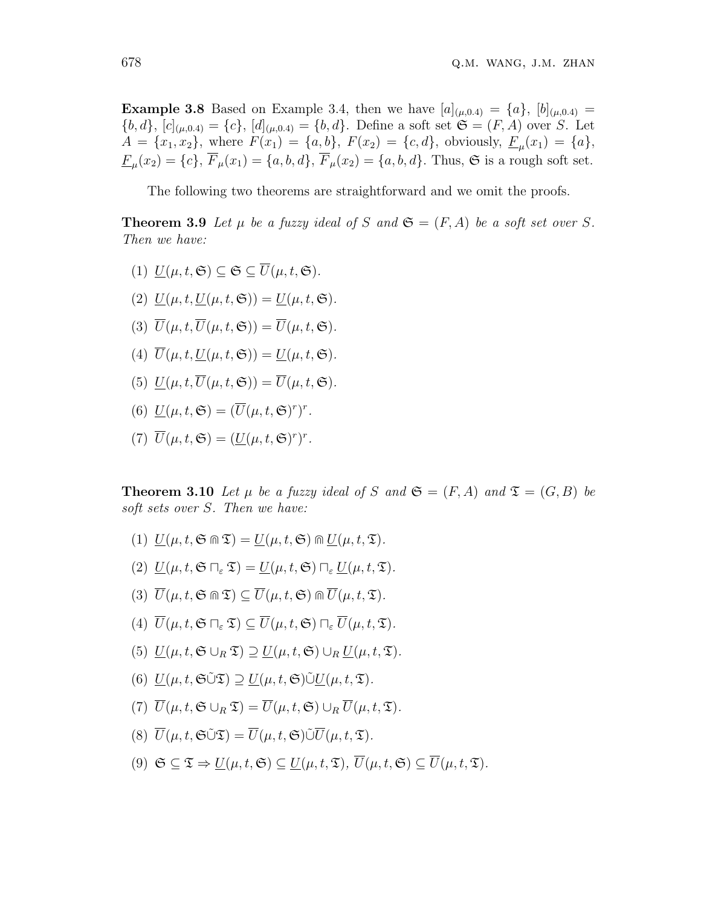**Example 3.8** Based on Example 3.4, then we have $[a]_{(\mu,0.4)} = \{a\}$, $[b]_{(\mu,0.4)} = \{b, d\}$, $[c]_{(\mu,0.4)} = \{c\}$, $[d]_{(\mu,0.4)} = \{b, d\}$. Define a soft set $\mathfrak{S} = (F, A)$ over $S$. Let $A = \{x_1, x_2\}$, where $F(x_1) = \{a, b\}$, $F(x_2) = \{c, d\}$, obviously, $\underline{F}_\mu(x_1) = \{a\}$, $\underline{F}_\mu(x_2) = \{c\}$, $\overline{F}_\mu(x_1) = \{a, b, d\}$, $\overline{F}_\mu(x_2) = \{a, b, d\}$. Thus, $\mathfrak{S}$ is a rough soft set.

The following two theorems are straightforward and we omit the proofs.

**Theorem 3.9** *Let $\mu$ be a fuzzy ideal of $S$ and $\mathfrak{S} = (F, A)$ be a soft set over $S$. Then we have:*

(1) $\underline{U}(\mu, t, \mathfrak{S}) \subseteq \mathfrak{S} \subseteq \overline{U}(\mu, t, \mathfrak{S})$.

(2) $\underline{U}(\mu, t, \underline{U}(\mu, t, \mathfrak{S})) = \underline{U}(\mu, t, \mathfrak{S})$.

(3) $\overline{U}(\mu, t, \overline{U}(\mu, t, \mathfrak{S})) = \overline{U}(\mu, t, \mathfrak{S})$.

(4) $\overline{U}(\mu, t, \underline{U}(\mu, t, \mathfrak{S})) = \underline{U}(\mu, t, \mathfrak{S})$.

(5) $\underline{U}(\mu, t, \overline{U}(\mu, t, \mathfrak{S})) = \overline{U}(\mu, t, \mathfrak{S})$.

(6) $\underline{U}(\mu, t, \mathfrak{S}) = (\overline{U}(\mu, t, \mathfrak{S})^r)^r$.

(7) $\overline{U}(\mu, t, \mathfrak{S}) = (\underline{U}(\mu, t, \mathfrak{S})^r)^r$.

**Theorem 3.10** *Let $\mu$ be a fuzzy ideal of $S$ and $\mathfrak{S} = (F, A)$ and $\mathfrak{T} = (G, B)$ be soft sets over $S$. Then we have:*

(1) $\underline{U}(\mu, t, \mathfrak{S} \Cap \mathfrak{T}) = \underline{U}(\mu, t, \mathfrak{S}) \Cap \underline{U}(\mu, t, \mathfrak{T})$.

(2) $\underline{U}(\mu, t, \mathfrak{S} \sqcap_\varepsilon \mathfrak{T}) = \underline{U}(\mu, t, \mathfrak{S}) \sqcap_\varepsilon \underline{U}(\mu, t, \mathfrak{T})$.

(3) $\overline{U}(\mu, t, \mathfrak{S} \Cap \mathfrak{T}) \subseteq \overline{U}(\mu, t, \mathfrak{S}) \Cap \overline{U}(\mu, t, \mathfrak{T})$.

(4) $\overline{U}(\mu, t, \mathfrak{S} \sqcap_\varepsilon \mathfrak{T}) \subseteq \overline{U}(\mu, t, \mathfrak{S}) \sqcap_\varepsilon \overline{U}(\mu, t, \mathfrak{T})$.

(5) $\underline{U}(\mu, t, \mathfrak{S} \cup_R \mathfrak{T}) \supseteq \underline{U}(\mu, t, \mathfrak{S}) \cup_R \underline{U}(\mu, t, \mathfrak{T})$.

(6) $\underline{U}(\mu, t, \mathfrak{S} \tilde{\cup} \mathfrak{T}) \supseteq \underline{U}(\mu, t, \mathfrak{S}) \tilde{\cup} \underline{U}(\mu, t, \mathfrak{T})$.

(7) $\overline{U}(\mu, t, \mathfrak{S} \cup_R \mathfrak{T}) = \overline{U}(\mu, t, \mathfrak{S}) \cup_R \overline{U}(\mu, t, \mathfrak{T})$.

(8) $\overline{U}(\mu, t, \mathfrak{S} \tilde{\cup} \mathfrak{T}) = \overline{U}(\mu, t, \mathfrak{S}) \tilde{\cup} \overline{U}(\mu, t, \mathfrak{T})$.

(9) $\mathfrak{S} \subseteq \mathfrak{T} \Rightarrow \underline{U}(\mu, t, \mathfrak{S}) \subseteq \underline{U}(\mu, t, \mathfrak{T})$, $\overline{U}(\mu, t, \mathfrak{S}) \subseteq \overline{U}(\mu, t, \mathfrak{T})$.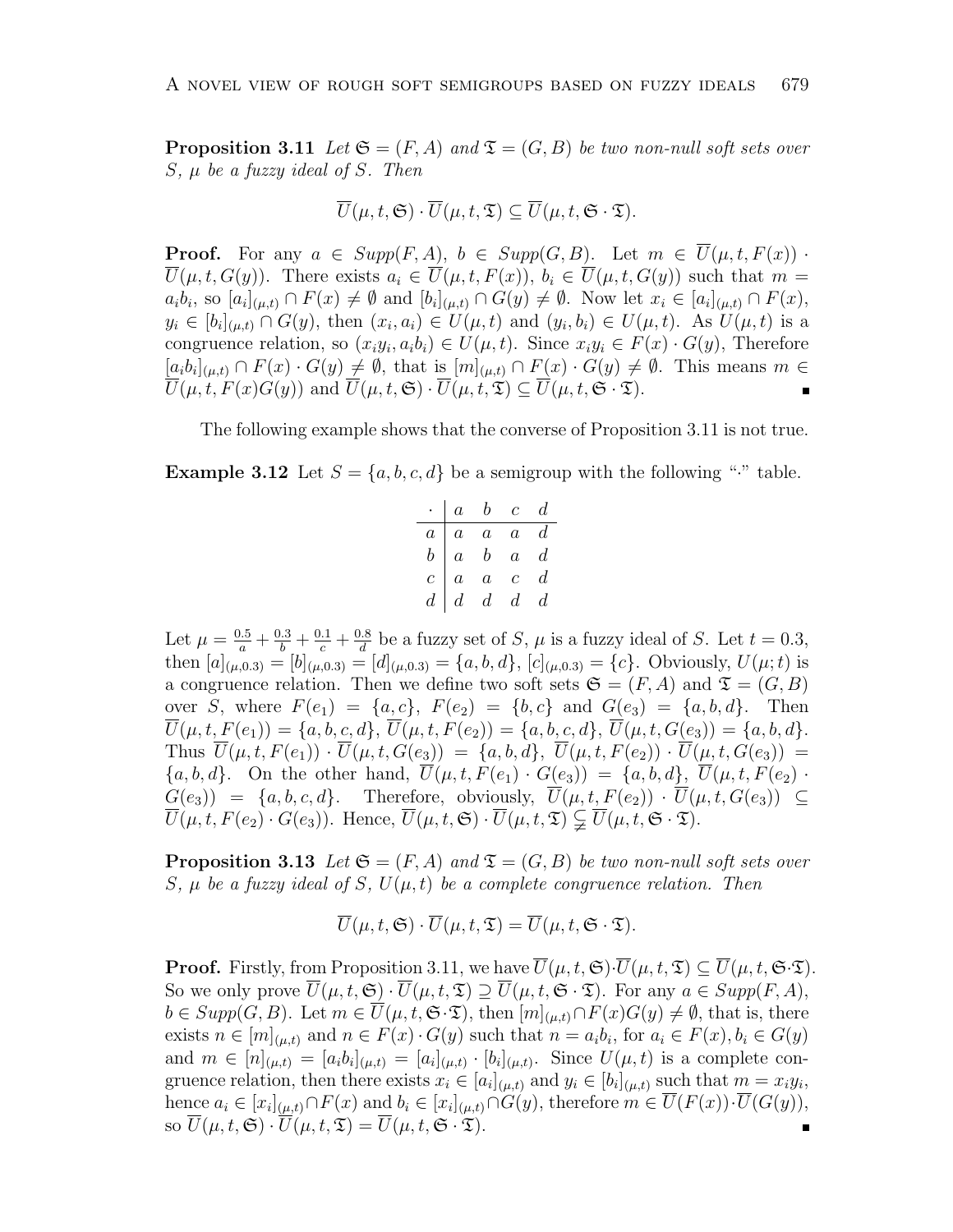**Proposition 3.11** *Let $\mathfrak{S} = (F, A)$ and $\mathfrak{T} = (G, B)$ be two non-null soft sets over $S$, $\mu$ be a fuzzy ideal of $S$. Then*

$$\overline{U}(\mu, t, \mathfrak{S}) \cdot \overline{U}(\mu, t, \mathfrak{T}) \subseteq \overline{U}(\mu, t, \mathfrak{S} \cdot \mathfrak{T}).$$

**Proof.** For any $a \in Supp(F, A)$, $b \in Supp(G, B)$. Let $m \in \overline{U}(\mu, t, F(x)) \cdot \overline{U}(\mu, t, G(y))$. There exists $a_i \in \overline{U}(\mu, t, F(x))$, $b_i \in \overline{U}(\mu, t, G(y))$ such that $m = a_i b_i$, so $[a_i]_{(\mu,t)} \cap F(x) \neq \emptyset$ and $[b_i]_{(\mu,t)} \cap G(y) \neq \emptyset$. Now let $x_i \in [a_i]_{(\mu,t)} \cap F(x)$, $y_i \in [b_i]_{(\mu,t)} \cap G(y)$, then $(x_i, a_i) \in U(\mu, t)$ and $(y_i, b_i) \in U(\mu, t)$. As $U(\mu, t)$ is a congruence relation, so $(x_i y_i, a_i b_i) \in U(\mu, t)$. Since $x_i y_i \in F(x) \cdot G(y)$, Therefore $[a_i b_i]_{(\mu,t)} \cap F(x) \cdot G(y) \neq \emptyset$, that is $[m]_{(\mu,t)} \cap F(x) \cdot G(y) \neq \emptyset$. This means $m \in \overline{U}(\mu, t, F(x)G(y))$ and $\overline{U}(\mu, t, \mathfrak{S}) \cdot \overline{U}(\mu, t, \mathfrak{T}) \subseteq \overline{U}(\mu, t, \mathfrak{S} \cdot \mathfrak{T})$. ∎

The following example shows that the converse of Proposition 3.11 is not true.

**Example 3.12** Let $S = \{a, b, c, d\}$ be a semigroup with the following "$\cdot$" table.

| $\cdot$ | $a$ | $b$ | $c$ | $d$ |
|---|---|---|---|---|
| $a$ | $a$ | $a$ | $a$ | $d$ |
| $b$ | $a$ | $b$ | $a$ | $d$ |
| $c$ | $a$ | $a$ | $c$ | $d$ |
| $d$ | $d$ | $d$ | $d$ | $d$ |

Let $\mu = \frac{0.5}{a} + \frac{0.3}{b} + \frac{0.1}{c} + \frac{0.8}{d}$ be a fuzzy set of $S$, $\mu$ is a fuzzy ideal of $S$. Let $t = 0.3$, then $[a]_{(\mu,0.3)} = [b]_{(\mu,0.3)} = [d]_{(\mu,0.3)} = \{a, b, d\}$, $[c]_{(\mu,0.3)} = \{c\}$. Obviously, $U(\mu; t)$ is a congruence relation. Then we define two soft sets $\mathfrak{S} = (F, A)$ and $\mathfrak{T} = (G, B)$ over $S$, where $F(e_1) = \{a, c\}$, $F(e_2) = \{b, c\}$ and $G(e_3) = \{a, b, d\}$. Then $\overline{U}(\mu, t, F(e_1)) = \{a, b, c, d\}$, $\overline{U}(\mu, t, F(e_2)) = \{a, b, c, d\}$, $\overline{U}(\mu, t, G(e_3)) = \{a, b, d\}$. Thus $\overline{U}(\mu, t, F(e_1)) \cdot \overline{U}(\mu, t, G(e_3)) = \{a, b, d\}$, $\overline{U}(\mu, t, F(e_2)) \cdot \overline{U}(\mu, t, G(e_3)) = \{a, b, d\}$. On the other hand, $\overline{U}(\mu, t, F(e_1) \cdot G(e_3)) = \{a, b, d\}$, $\overline{U}(\mu, t, F(e_2) \cdot G(e_3)) = \{a, b, c, d\}$. Therefore, obviously, $\overline{U}(\mu, t, F(e_2)) \cdot \overline{U}(\mu, t, G(e_3)) \subseteq \overline{U}(\mu, t, F(e_2) \cdot G(e_3))$. Hence, $\overline{U}(\mu, t, \mathfrak{S}) \cdot \overline{U}(\mu, t, \mathfrak{T}) \subsetneq \overline{U}(\mu, t, \mathfrak{S} \cdot \mathfrak{T})$.

**Proposition 3.13** *Let $\mathfrak{S} = (F, A)$ and $\mathfrak{T} = (G, B)$ be two non-null soft sets over $S$, $\mu$ be a fuzzy ideal of $S$, $U(\mu, t)$ be a complete congruence relation. Then*

$$\overline{U}(\mu, t, \mathfrak{S}) \cdot \overline{U}(\mu, t, \mathfrak{T}) = \overline{U}(\mu, t, \mathfrak{S} \cdot \mathfrak{T}).$$

**Proof.** Firstly, from Proposition 3.11, we have $\overline{U}(\mu, t, \mathfrak{S}) \cdot \overline{U}(\mu, t, \mathfrak{T}) \subseteq \overline{U}(\mu, t, \mathfrak{S} \cdot \mathfrak{T})$. So we only prove $\overline{U}(\mu, t, \mathfrak{S}) \cdot \overline{U}(\mu, t, \mathfrak{T}) \supseteq \overline{U}(\mu, t, \mathfrak{S} \cdot \mathfrak{T})$. For any $a \in Supp(F, A)$, $b \in Supp(G, B)$. Let $m \in \overline{U}(\mu, t, \mathfrak{S} \cdot \mathfrak{T})$, then $[m]_{(\mu,t)} \cap F(x)G(y) \neq \emptyset$, that is, there exists $n \in [m]_{(\mu,t)}$ and $n \in F(x) \cdot G(y)$ such that $n = a_i b_i$, for $a_i \in F(x), b_i \in G(y)$ and $m \in [n]_{(\mu,t)} = [a_i b_i]_{(\mu,t)} = [a_i]_{(\mu,t)} \cdot [b_i]_{(\mu,t)}$. Since $U(\mu, t)$ is a complete congruence relation, then there exists $x_i \in [a_i]_{(\mu,t)}$ and $y_i \in [b_i]_{(\mu,t)}$ such that $m = x_i y_i$, hence $a_i \in [x_i]_{(\mu,t)} \cap F(x)$ and $b_i \in [x_i]_{(\mu,t)} \cap G(y)$, therefore $m \in \overline{U}(F(x)) \cdot \overline{U}(G(y))$, so $\overline{U}(\mu, t, \mathfrak{S}) \cdot \overline{U}(\mu, t, \mathfrak{T}) = \overline{U}(\mu, t, \mathfrak{S} \cdot \mathfrak{T})$. ∎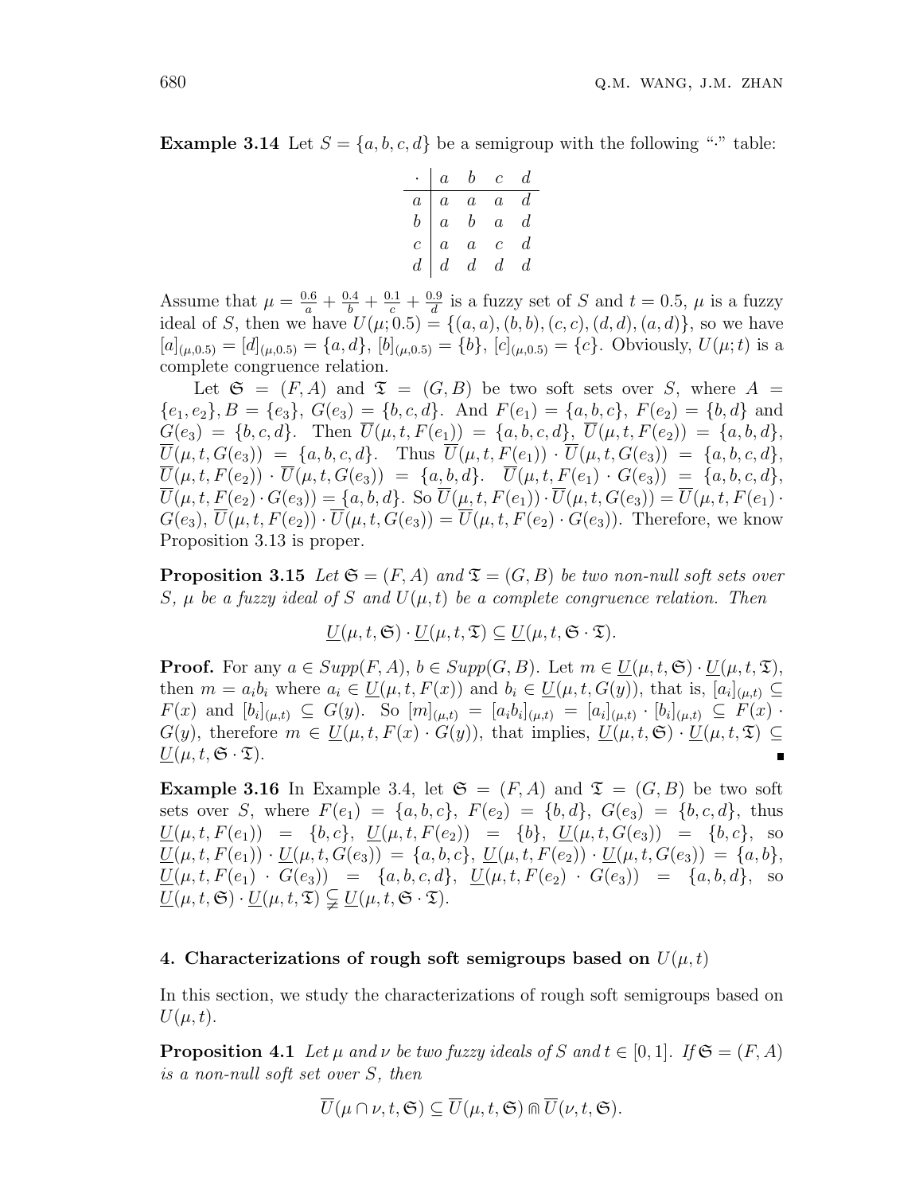**Example 3.14** Let $S = \{a, b, c, d\}$ be a semigroup with the following "$\cdot$" table:

| $\cdot$ | $a$ | $b$ | $c$ | $d$ |
|---|---|---|---|---|
| $a$ | $a$ | $a$ | $a$ | $d$ |
| $b$ | $a$ | $b$ | $a$ | $d$ |
| $c$ | $a$ | $a$ | $c$ | $d$ |
| $d$ | $d$ | $d$ | $d$ | $d$ |

Assume that $\mu = \frac{0.6}{a} + \frac{0.4}{b} + \frac{0.1}{c} + \frac{0.9}{d}$ is a fuzzy set of $S$ and $t = 0.5$, $\mu$ is a fuzzy ideal of $S$, then we have $U(\mu; 0.5) = \{(a, a), (b, b), (c, c), (d, d), (a, d)\}$, so we have $[a]_{(\mu,0.5)} = [d]_{(\mu,0.5)} = \{a, d\}$, $[b]_{(\mu,0.5)} = \{b\}$, $[c]_{(\mu,0.5)} = \{c\}$. Obviously, $U(\mu; t)$ is a complete congruence relation.

Let $\mathfrak{S} = (F, A)$ and $\mathfrak{T} = (G, B)$ be two soft sets over $S$, where $A = \{e_1, e_2\}$, $B = \{e_3\}$, $G(e_3) = \{b, c, d\}$. And $F(e_1) = \{a, b, c\}$, $F(e_2) = \{b, d\}$ and $G(e_3) = \{b, c, d\}$. Then $\overline{U}(\mu, t, F(e_1)) = \{a, b, c, d\}$, $\overline{U}(\mu, t, F(e_2)) = \{a, b, d\}$, $\overline{U}(\mu, t, G(e_3)) = \{a, b, c, d\}$. Thus $\overline{U}(\mu, t, F(e_1)) \cdot \overline{U}(\mu, t, G(e_3)) = \{a, b, c, d\}$, $\overline{U}(\mu, t, F(e_2)) \cdot \overline{U}(\mu, t, G(e_3)) = \{a, b, d\}$. $\overline{U}(\mu, t, F(e_1) \cdot G(e_3)) = \{a, b, c, d\}$, $\overline{U}(\mu, t, F(e_2) \cdot G(e_3)) = \{a, b, d\}$. So $\overline{U}(\mu, t, F(e_1)) \cdot \overline{U}(\mu, t, G(e_3)) = \overline{U}(\mu, t, F(e_1) \cdot G(e_3)$, $\overline{U}(\mu, t, F(e_2)) \cdot \overline{U}(\mu, t, G(e_3)) = \overline{U}(\mu, t, F(e_2) \cdot G(e_3))$. Therefore, we know Proposition 3.13 is proper.

**Proposition 3.15** *Let $\mathfrak{S} = (F, A)$ and $\mathfrak{T} = (G, B)$ be two non-null soft sets over $S$, $\mu$ be a fuzzy ideal of $S$ and $U(\mu, t)$ be a complete congruence relation. Then*

$$\underline{U}(\mu, t, \mathfrak{S}) \cdot \underline{U}(\mu, t, \mathfrak{T}) \subseteq \underline{U}(\mu, t, \mathfrak{S} \cdot \mathfrak{T}).$$

**Proof.** For any $a \in Supp(F, A)$, $b \in Supp(G, B)$. Let $m \in \underline{U}(\mu, t, \mathfrak{S}) \cdot \underline{U}(\mu, t, \mathfrak{T})$, then $m = a_i b_i$ where $a_i \in \underline{U}(\mu, t, F(x))$ and $b_i \in \underline{U}(\mu, t, G(y))$, that is, $[a_i]_{(\mu,t)} \subseteq F(x)$ and $[b_i]_{(\mu,t)} \subseteq G(y)$. So $[m]_{(\mu,t)} = [a_i b_i]_{(\mu,t)} = [a_i]_{(\mu,t)} \cdot [b_i]_{(\mu,t)} \subseteq F(x) \cdot G(y)$, therefore $m \in \underline{U}(\mu, t, F(x) \cdot G(y))$, that implies, $\underline{U}(\mu, t, \mathfrak{S}) \cdot \underline{U}(\mu, t, \mathfrak{T}) \subseteq \underline{U}(\mu, t, \mathfrak{S} \cdot \mathfrak{T})$. ■

**Example 3.16** In Example 3.4, let $\mathfrak{S} = (F, A)$ and $\mathfrak{T} = (G, B)$ be two soft sets over $S$, where $F(e_1) = \{a, b, c\}$, $F(e_2) = \{b, d\}$, $G(e_3) = \{b, c, d\}$, thus $\underline{U}(\mu, t, F(e_1)) = \{b, c\}$, $\underline{U}(\mu, t, F(e_2)) = \{b\}$, $\underline{U}(\mu, t, G(e_3)) = \{b, c\}$, so $\underline{U}(\mu, t, F(e_1)) \cdot \underline{U}(\mu, t, G(e_3)) = \{a, b, c\}$, $\underline{U}(\mu, t, F(e_2)) \cdot \underline{U}(\mu, t, G(e_3)) = \{a, b\}$, $\underline{U}(\mu, t, F(e_1) \cdot G(e_3)) = \{a, b, c, d\}$, $\underline{U}(\mu, t, F(e_2) \cdot G(e_3)) = \{a, b, d\}$, so $\underline{U}(\mu, t, \mathfrak{S}) \cdot \underline{U}(\mu, t, \mathfrak{T}) \subsetneqq \underline{U}(\mu, t, \mathfrak{S} \cdot \mathfrak{T})$.

## 4. Characterizations of rough soft semigroups based on $U(\mu, t)$

In this section, we study the characterizations of rough soft semigroups based on $U(\mu, t)$.

**Proposition 4.1** *Let $\mu$ and $\nu$ be two fuzzy ideals of $S$ and $t \in [0, 1]$. If $\mathfrak{S} = (F, A)$ is a non-null soft set over $S$, then*

$$\overline{U}(\mu \cap \nu, t, \mathfrak{S}) \subseteq \overline{U}(\mu, t, \mathfrak{S}) \Cap \overline{U}(\nu, t, \mathfrak{S}).$$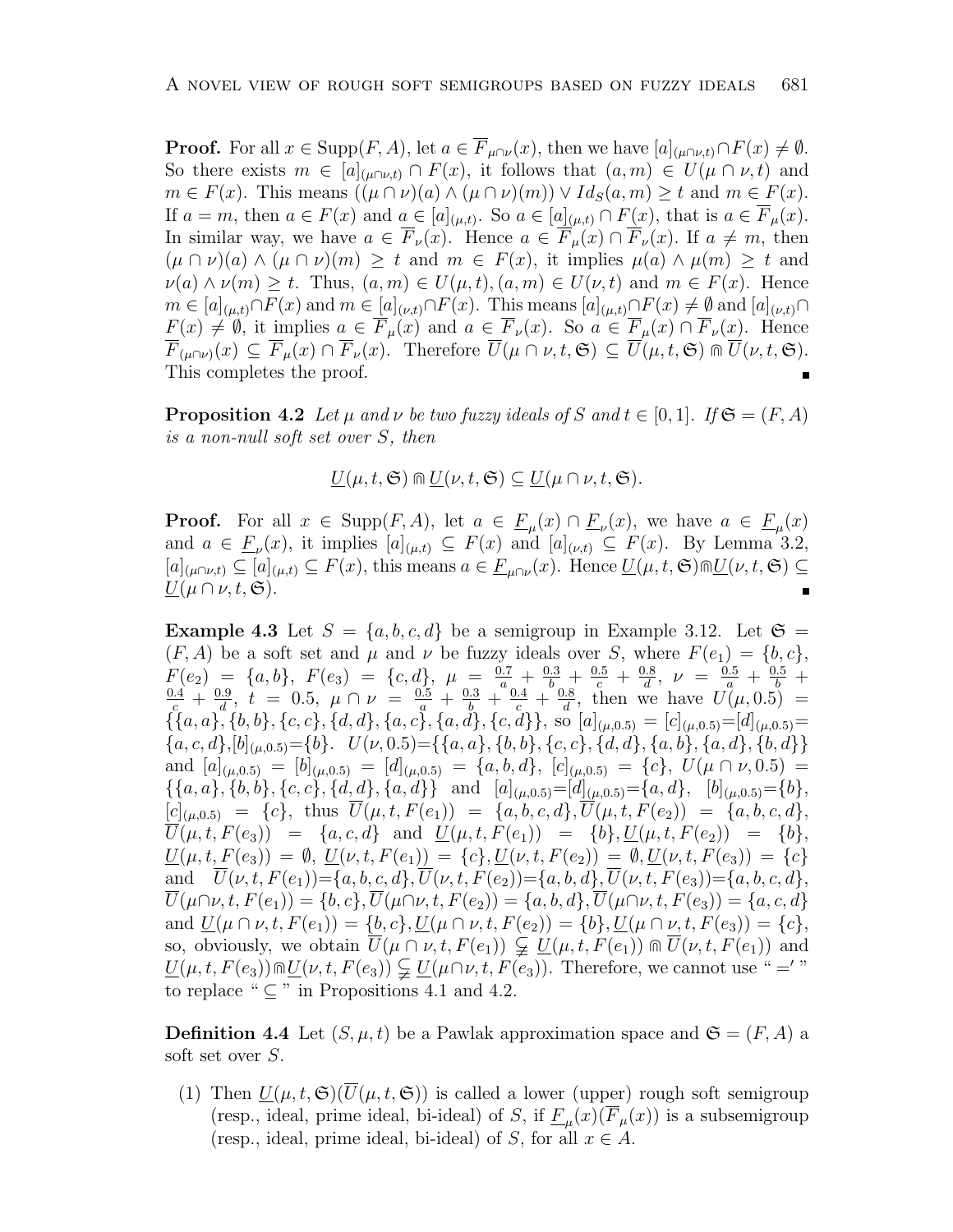**Proof.** For all $x \in \text{Supp}(F, A)$, let $a \in \overline{F}_{\mu\cap\nu}(x)$, then we have $[a]_{(\mu\cap\nu,t)} \cap F(x) \neq \emptyset$. So there exists $m \in [a]_{(\mu\cap\nu,t)} \cap F(x)$, it follows that $(a, m) \in U(\mu \cap \nu, t)$ and $m \in F(x)$. This means $((\mu \cap \nu)(a) \wedge (\mu \cap \nu)(m)) \vee Id_S(a, m) \geq t$ and $m \in F(x)$. If $a = m$, then $a \in F(x)$ and $a \in [a]_{(\mu,t)}$. So $a \in [a]_{(\mu,t)} \cap F(x)$, that is $a \in \overline{F}_\mu(x)$. In similar way, we have $a \in \overline{F}_\nu(x)$. Hence $a \in \overline{F}_\mu(x) \cap \overline{F}_\nu(x)$. If $a \neq m$, then $(\mu \cap \nu)(a) \wedge (\mu \cap \nu)(m) \geq t$ and $m \in F(x)$, it implies $\mu(a) \wedge \mu(m) \geq t$ and $\nu(a) \wedge \nu(m) \geq t$. Thus, $(a, m) \in U(\mu, t), (a, m) \in U(\nu, t)$ and $m \in F(x)$. Hence $m \in [a]_{(\mu,t)} \cap F(x)$ and $m \in [a]_{(\nu,t)} \cap F(x)$. This means $[a]_{(\mu,t)} \cap F(x) \neq \emptyset$ and $[a]_{(\nu,t)} \cap F(x) \neq \emptyset$, it implies $a \in \overline{F}_\mu(x)$ and $a \in \overline{F}_\nu(x)$. So $a \in \overline{F}_\mu(x) \cap \overline{F}_\nu(x)$. Hence $\overline{F}_{(\mu\cap\nu)}(x) \subseteq \overline{F}_\mu(x) \cap \overline{F}_\nu(x)$. Therefore $\overline{U}(\mu \cap \nu, t, \mathfrak{S}) \subseteq \overline{U}(\mu, t, \mathfrak{S}) \Cap \overline{U}(\nu, t, \mathfrak{S})$. This completes the proof. ∎

**Proposition 4.2** *Let $\mu$ and $\nu$ be two fuzzy ideals of $S$ and $t \in [0, 1]$. If $\mathfrak{S} = (F, A)$ is a non-null soft set over $S$, then*

$$\underline{U}(\mu, t, \mathfrak{S}) \Cap \underline{U}(\nu, t, \mathfrak{S}) \subseteq \underline{U}(\mu \cap \nu, t, \mathfrak{S}).$$

**Proof.** For all $x \in \text{Supp}(F, A)$, let $a \in \underline{F}_\mu(x) \cap \underline{F}_\nu(x)$, we have $a \in \underline{F}_\mu(x)$ and $a \in \underline{F}_\nu(x)$, it implies $[a]_{(\mu,t)} \subseteq F(x)$ and $[a]_{(\nu,t)} \subseteq F(x)$. By Lemma 3.2, $[a]_{(\mu\cap\nu,t)} \subseteq [a]_{(\mu,t)} \subseteq F(x)$, this means $a \in \underline{F}_{\mu\cap\nu}(x)$. Hence $\underline{U}(\mu, t, \mathfrak{S}) \Cap \underline{U}(\nu, t, \mathfrak{S}) \subseteq \underline{U}(\mu \cap \nu, t, \mathfrak{S})$. ∎

**Example 4.3** Let $S = \{a, b, c, d\}$ be a semigroup in Example 3.12. Let $\mathfrak{S} = (F, A)$ be a soft set and $\mu$ and $\nu$ be fuzzy ideals over $S$, where $F(e_1) = \{b, c\}$, $F(e_2) = \{a, b\}$, $F(e_3) = \{c, d\}$, $\mu = \frac{0.7}{a} + \frac{0.3}{b} + \frac{0.5}{c} + \frac{0.8}{d}$, $\nu = \frac{0.5}{a} + \frac{0.5}{b} + \frac{0.4}{c} + \frac{0.9}{d}$, $t = 0.5$, $\mu \cap \nu = \frac{0.5}{a} + \frac{0.3}{b} + \frac{0.4}{c} + \frac{0.8}{d}$, then we have $U(\mu, 0.5) = \{\{a, a\}, \{b, b\}, \{c, c\}, \{d, d\}, \{a, c\}, \{a, d\}, \{c, d\}\}$, so $[a]_{(\mu,0.5)} = [c]_{(\mu,0.5)} = [d]_{(\mu,0.5)} = \{a, c, d\}$, $[b]_{(\mu,0.5)} = \{b\}$. $U(\nu, 0.5) = \{\{a, a\}, \{b, b\}, \{c, c\}, \{d, d\}, \{a, b\}, \{a, d\}, \{b, d\}\}$ and $[a]_{(\mu,0.5)} = [b]_{(\mu,0.5)} = [d]_{(\mu,0.5)} = \{a, b, d\}$, $[c]_{(\mu,0.5)} = \{c\}$, $U(\mu \cap \nu, 0.5) = \{\{a, a\}, \{b, b\}, \{c, c\}, \{d, d\}, \{a, d\}\}$ and $[a]_{(\mu,0.5)} = [d]_{(\mu,0.5)} = \{a, d\}$, $[b]_{(\mu,0.5)} = \{b\}$, $[c]_{(\mu,0.5)} = \{c\}$, thus $\overline{U}(\mu, t, F(e_1)) = \{a, b, c, d\}$, $\overline{U}(\mu, t, F(e_2)) = \{a, b, c, d\}$, $\overline{U}(\mu, t, F(e_3)) = \{a, c, d\}$ and $\underline{U}(\mu, t, F(e_1)) = \{b\}$, $\underline{U}(\mu, t, F(e_2)) = \{b\}$, $\underline{U}(\mu, t, F(e_3)) = \emptyset$, $\underline{U}(\nu, t, F(e_1)) = \{c\}$, $\underline{U}(\nu, t, F(e_2)) = \emptyset$, $\underline{U}(\nu, t, F(e_3)) = \{c\}$ and $\overline{U}(\nu, t, F(e_1)) = \{a, b, c, d\}$, $\overline{U}(\nu, t, F(e_2)) = \{a, b, d\}$, $\overline{U}(\nu, t, F(e_3)) = \{a, b, c, d\}$, $\overline{U}(\mu \cap \nu, t, F(e_1)) = \{b, c\}$, $\overline{U}(\mu \cap \nu, t, F(e_2)) = \{a, b, d\}$, $\overline{U}(\mu \cap \nu, t, F(e_3)) = \{a, c, d\}$ and $\underline{U}(\mu \cap \nu, t, F(e_1)) = \{b, c\}$, $\underline{U}(\mu \cap \nu, t, F(e_2)) = \{b\}$, $\underline{U}(\mu \cap \nu, t, F(e_3)) = \{c\}$, so, obviously, we obtain $\overline{U}(\mu \cap \nu, t, F(e_1)) \subsetneqq \underline{U}(\mu, t, F(e_1)) \Cap \overline{U}(\nu, t, F(e_1))$ and $\underline{U}(\mu, t, F(e_3)) \Cap \underline{U}(\nu, t, F(e_3)) \subsetneqq \underline{U}(\mu \cap \nu, t, F(e_3))$. Therefore, we cannot use " =′ " to replace " ⊆ " in Propositions 4.1 and 4.2.

**Definition 4.4** Let $(S, \mu, t)$ be a Pawlak approximation space and $\mathfrak{S} = (F, A)$ a soft set over $S$.

(1) Then $\underline{U}(\mu, t, \mathfrak{S})(\overline{U}(\mu, t, \mathfrak{S}))$ is called a lower (upper) rough soft semigroup (resp., ideal, prime ideal, bi-ideal) of $S$, if $\underline{F}_\mu(x)(\overline{F}_\mu(x))$ is a subsemigroup (resp., ideal, prime ideal, bi-ideal) of $S$, for all $x \in A$.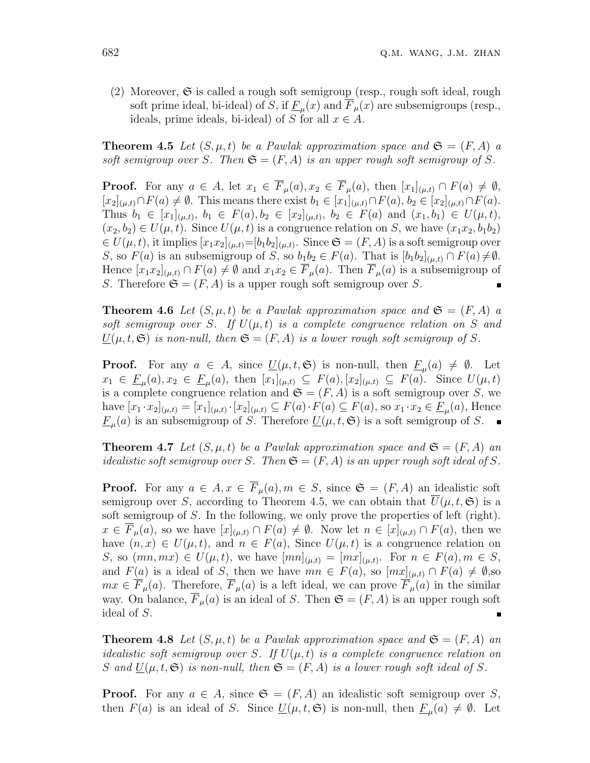(2) Moreover, $\mathfrak{S}$ is called a rough soft semigroup (resp., rough soft ideal, rough soft prime ideal, bi-ideal) of $S$, if $\underline{F}_\mu(x)$ and $\overline{F}_\mu(x)$ are subsemigroups (resp., ideals, prime ideals, bi-ideal) of $S$ for all $x \in A$.

**Theorem 4.5** *Let $(S, \mu, t)$ be a Pawlak approximation space and $\mathfrak{S} = (F, A)$ a soft semigroup over $S$. Then $\mathfrak{S} = (F, A)$ is an upper rough soft semigroup of $S$.*

**Proof.** For any $a \in A$, let $x_1 \in \overline{F}_\mu(a), x_2 \in \overline{F}_\mu(a)$, then $[x_1]_{(\mu,t)} \cap F(a) \neq \emptyset$, $[x_2]_{(\mu,t)} \cap F(a) \neq \emptyset$. This means there exist $b_1 \in [x_1]_{(\mu,t)} \cap F(a)$, $b_2 \in [x_2]_{(\mu,t)} \cap F(a)$. Thus $b_1 \in [x_1]_{(\mu,t)}$, $b_1 \in F(a), b_2 \in [x_2]_{(\mu,t)}$, $b_2 \in F(a)$ and $(x_1, b_1) \in U(\mu, t)$, $(x_2, b_2) \in U(\mu, t)$. Since $U(\mu, t)$ is a congruence relation on $S$, we have $(x_1x_2, b_1b_2) \in U(\mu, t)$, it implies $[x_1x_2]_{(\mu,t)}=[b_1b_2]_{(\mu,t)}$. Since $\mathfrak{S} = (F, A)$ is a soft semigroup over $S$, so $F(a)$ is an subsemigroup of $S$, so $b_1b_2 \in F(a)$. That is $[b_1b_2]_{(\mu,t)} \cap F(a) \neq \emptyset$. Hence $[x_1x_2]_{(\mu,t)} \cap F(a) \neq \emptyset$ and $x_1x_2 \in \overline{F}_\mu(a)$. Then $\overline{F}_\mu(a)$ is a subsemigroup of $S$. Therefore $\mathfrak{S} = (F, A)$ is a upper rough soft semigroup over $S$. ∎

**Theorem 4.6** *Let $(S, \mu, t)$ be a Pawlak approximation space and $\mathfrak{S} = (F, A)$ a soft semigroup over $S$. If $U(\mu, t)$ is a complete congruence relation on $S$ and $\underline{U}(\mu, t, \mathfrak{S})$ is non-null, then $\mathfrak{S} = (F, A)$ is a lower rough soft semigroup of $S$.*

**Proof.** For any $a \in A$, since $\underline{U}(\mu, t, \mathfrak{S})$ is non-null, then $\underline{F}_\mu(a) \neq \emptyset$. Let $x_1 \in \underline{F}_\mu(a), x_2 \in \underline{F}_\mu(a)$, then $[x_1]_{(\mu,t)} \subseteq F(a), [x_2]_{(\mu,t)} \subseteq F(a)$. Since $U(\mu, t)$ is a complete congruence relation and $\mathfrak{S} = (F, A)$ is a soft semigroup over $S$, we have $[x_1 \cdot x_2]_{(\mu,t)} = [x_1]_{(\mu,t)} \cdot [x_2]_{(\mu,t)} \subseteq F(a) \cdot F(a) \subseteq F(a)$, so $x_1 \cdot x_2 \in \underline{F}_\mu(a)$, Hence $\underline{F}_\mu(a)$ is an subsemigroup of $S$. Therefore $\underline{U}(\mu, t, \mathfrak{S})$ is a soft semigroup of $S$. ∎

**Theorem 4.7** *Let $(S, \mu, t)$ be a Pawlak approximation space and $\mathfrak{S} = (F, A)$ an idealistic soft semigroup over $S$. Then $\mathfrak{S} = (F, A)$ is an upper rough soft ideal of $S$.*

**Proof.** For any $a \in A, x \in \overline{F}_\mu(a), m \in S$, since $\mathfrak{S} = (F, A)$ an idealistic soft semigroup over $S$, according to Theorem 4.5, we can obtain that $\overline{U}(\mu, t, \mathfrak{S})$ is a soft semigroup of $S$. In the following, we only prove the properties of left (right). $x \in \overline{F}_\mu(a)$, so we have $[x]_{(\mu,t)} \cap F(a) \neq \emptyset$. Now let $n \in [x]_{(\mu,t)} \cap F(a)$, then we have $(n, x) \in U(\mu, t)$, and $n \in F(a)$, Since $U(\mu, t)$ is a congruence relation on $S$, so $(mn, mx) \in U(\mu, t)$, we have $[mn]_{(\mu,t)} = [mx]_{(\mu,t)}$. For $n \in F(a), m \in S$, and $F(a)$ is a ideal of $S$, then we have $mn \in F(a)$, so $[mx]_{(\mu,t)} \cap F(a) \neq \emptyset$,so $mx \in \overline{F}_\mu(a)$. Therefore, $\overline{F}_\mu(a)$ is a left ideal, we can prove $\overline{F}_\mu(a)$ in the similar way. On balance, $\overline{F}_\mu(a)$ is an ideal of $S$. Then $\mathfrak{S} = (F, A)$ is an upper rough soft ideal of $S$. ∎

**Theorem 4.8** *Let $(S, \mu, t)$ be a Pawlak approximation space and $\mathfrak{S} = (F, A)$ an idealistic soft semigroup over $S$. If $U(\mu, t)$ is a complete congruence relation on $S$ and $\underline{U}(\mu, t, \mathfrak{S})$ is non-null, then $\mathfrak{S} = (F, A)$ is a lower rough soft ideal of $S$.*

**Proof.** For any $a \in A$, since $\mathfrak{S} = (F, A)$ an idealistic soft semigroup over $S$, then $F(a)$ is an ideal of $S$. Since $\underline{U}(\mu, t, \mathfrak{S})$ is non-null, then $\underline{F}_\mu(a) \neq \emptyset$. Let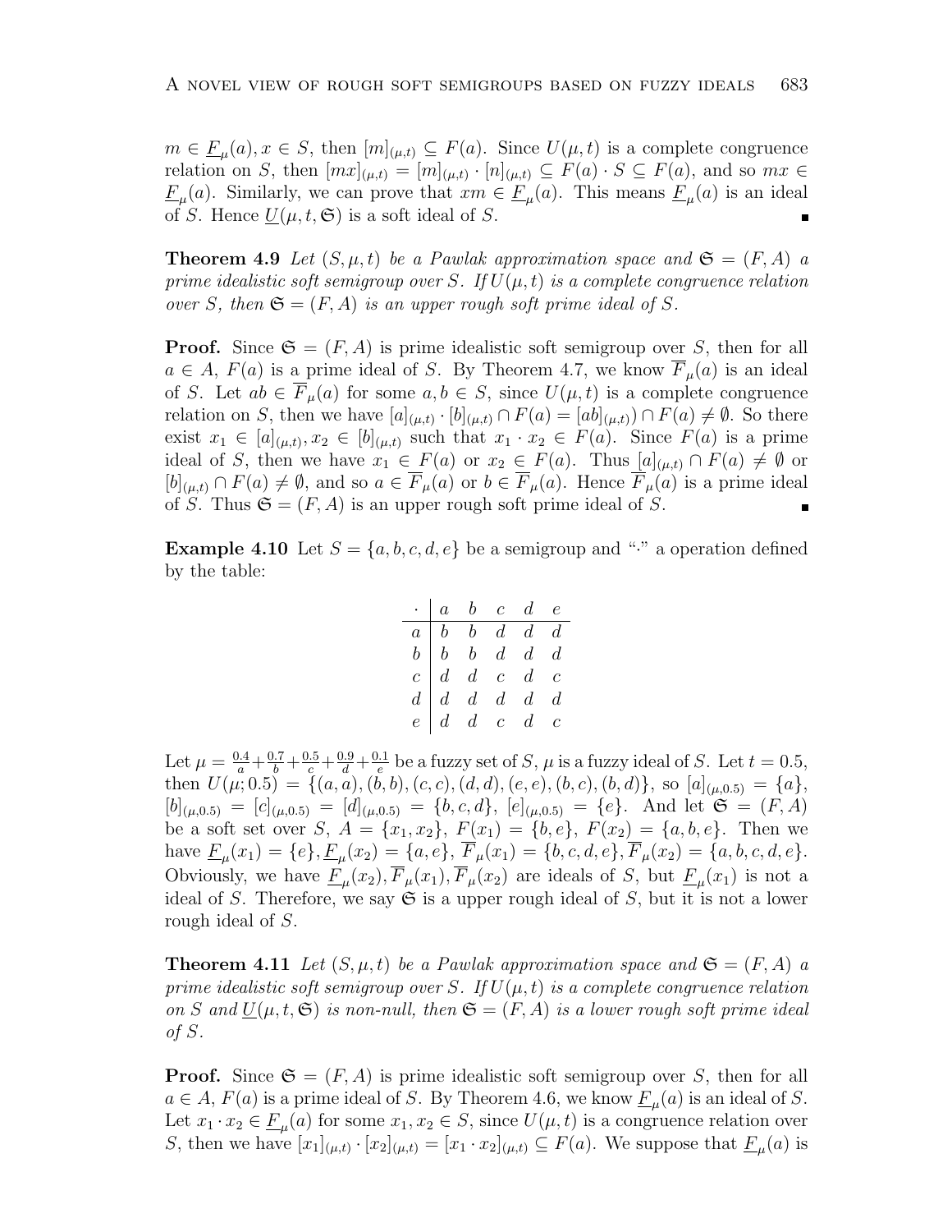$m \in \underline{F}_\mu(a), x \in S$, then $[m]_{(\mu,t)} \subseteq F(a)$. Since $U(\mu,t)$ is a complete congruence relation on $S$, then $[mx]_{(\mu,t)} = [m]_{(\mu,t)} \cdot [n]_{(\mu,t)} \subseteq F(a) \cdot S \subseteq F(a)$, and so $mx \in \underline{F}_\mu(a)$. Similarly, we can prove that $xm \in \underline{F}_\mu(a)$. This means $\underline{F}_\mu(a)$ is an ideal of $S$. Hence $\underline{U}(\mu,t,\mathfrak{S})$ is a soft ideal of $S$. ∎

**Theorem 4.9** *Let $(S,\mu,t)$ be a Pawlak approximation space and $\mathfrak{S} = (F,A)$ a prime idealistic soft semigroup over $S$. If $U(\mu,t)$ is a complete congruence relation over $S$, then $\mathfrak{S} = (F,A)$ is an upper rough soft prime ideal of $S$.*

**Proof.** Since $\mathfrak{S} = (F,A)$ is prime idealistic soft semigroup over $S$, then for all $a \in A$, $F(a)$ is a prime ideal of $S$. By Theorem 4.7, we know $\overline{F}_\mu(a)$ is an ideal of $S$. Let $ab \in \overline{F}_\mu(a)$ for some $a,b \in S$, since $U(\mu,t)$ is a complete congruence relation on $S$, then we have $[a]_{(\mu,t)} \cdot [b]_{(\mu,t)} \cap F(a) = [ab]_{(\mu,t)}) \cap F(a) \neq \emptyset$. So there exist $x_1 \in [a]_{(\mu,t)}, x_2 \in [b]_{(\mu,t)}$ such that $x_1 \cdot x_2 \in F(a)$. Since $F(a)$ is a prime ideal of $S$, then we have $x_1 \in F(a)$ or $x_2 \in F(a)$. Thus $[a]_{(\mu,t)} \cap F(a) \neq \emptyset$ or $[b]_{(\mu,t)} \cap F(a) \neq \emptyset$, and so $a \in \overline{F}_\mu(a)$ or $b \in \overline{F}_\mu(a)$. Hence $\overline{F}_\mu(a)$ is a prime ideal of $S$. Thus $\mathfrak{S} = (F,A)$ is an upper rough soft prime ideal of $S$. ∎

**Example 4.10** Let $S = \{a,b,c,d,e\}$ be a semigroup and "$\cdot$" a operation defined by the table:

| $\cdot$ | $a$ | $b$ | $c$ | $d$ | $e$ |
|---|---|---|---|---|---|
| $a$ | $b$ | $b$ | $d$ | $d$ | $d$ |
| $b$ | $b$ | $b$ | $d$ | $d$ | $d$ |
| $c$ | $d$ | $d$ | $c$ | $d$ | $c$ |
| $d$ | $d$ | $d$ | $d$ | $d$ | $d$ |
| $e$ | $d$ | $d$ | $c$ | $d$ | $c$ |

Let $\mu = \frac{0.4}{a}+\frac{0.7}{b}+\frac{0.5}{c}+\frac{0.9}{d}+\frac{0.1}{e}$ be a fuzzy set of $S$, $\mu$ is a fuzzy ideal of $S$. Let $t = 0.5$, then $U(\mu;0.5) = \{(a,a),(b,b),(c,c),(d,d),(e,e),(b,c),(b,d)\}$, so $[a]_{(\mu,0.5)} = \{a\}$, $[b]_{(\mu,0.5)} = [c]_{(\mu,0.5)} = [d]_{(\mu,0.5)} = \{b,c,d\}$, $[e]_{(\mu,0.5)} = \{e\}$. And let $\mathfrak{S} = (F,A)$ be a soft set over $S$, $A = \{x_1,x_2\}$, $F(x_1) = \{b,e\}$, $F(x_2) = \{a,b,e\}$. Then we have $\underline{F}_\mu(x_1) = \{e\}, \underline{F}_\mu(x_2) = \{a,e\}$, $\overline{F}_\mu(x_1) = \{b,c,d,e\}, \overline{F}_\mu(x_2) = \{a,b,c,d,e\}$. Obviously, we have $\underline{F}_\mu(x_2), \overline{F}_\mu(x_1), \overline{F}_\mu(x_2)$ are ideals of $S$, but $\underline{F}_\mu(x_1)$ is not a ideal of $S$. Therefore, we say $\mathfrak{S}$ is a upper rough ideal of $S$, but it is not a lower rough ideal of $S$.

**Theorem 4.11** *Let $(S,\mu,t)$ be a Pawlak approximation space and $\mathfrak{S} = (F,A)$ a prime idealistic soft semigroup over $S$. If $U(\mu,t)$ is a complete congruence relation on $S$ and $\underline{U}(\mu,t,\mathfrak{S})$ is non-null, then $\mathfrak{S} = (F,A)$ is a lower rough soft prime ideal of $S$.*

**Proof.** Since $\mathfrak{S} = (F,A)$ is prime idealistic soft semigroup over $S$, then for all $a \in A$, $F(a)$ is a prime ideal of $S$. By Theorem 4.6, we know $\underline{F}_\mu(a)$ is an ideal of $S$. Let $x_1 \cdot x_2 \in \underline{F}_\mu(a)$ for some $x_1,x_2 \in S$, since $U(\mu,t)$ is a congruence relation over $S$, then we have $[x_1]_{(\mu,t)} \cdot [x_2]_{(\mu,t)} = [x_1 \cdot x_2]_{(\mu,t)} \subseteq F(a)$. We suppose that $\underline{F}_\mu(a)$ is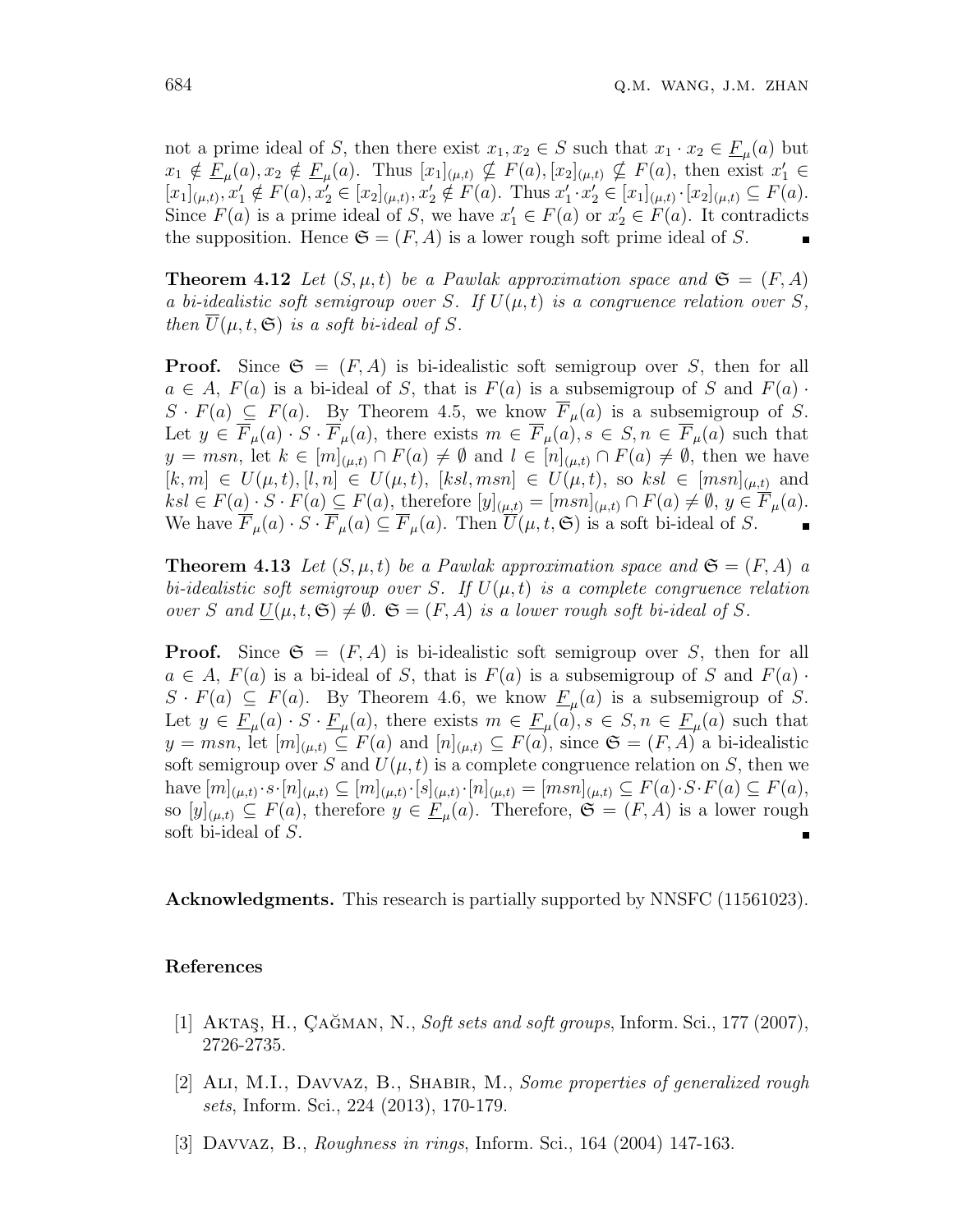not a prime ideal of $S$, then there exist $x_1, x_2 \in S$ such that $x_1 \cdot x_2 \in \underline{F}_\mu(a)$ but $x_1 \notin \underline{F}_\mu(a), x_2 \notin \underline{F}_\mu(a)$. Thus $[x_1]_{(\mu,t)} \nsubseteq F(a), [x_2]_{(\mu,t)} \nsubseteq F(a)$, then exist $x_1' \in [x_1]_{(\mu,t)}, x_1' \notin F(a), x_2' \in [x_2]_{(\mu,t)}, x_2' \notin F(a)$. Thus $x_1' \cdot x_2' \in [x_1]_{(\mu,t)} \cdot [x_2]_{(\mu,t)} \subseteq F(a)$. Since $F(a)$ is a prime ideal of $S$, we have $x_1' \in F(a)$ or $x_2' \in F(a)$. It contradicts the supposition. Hence $\mathfrak{S} = (F, A)$ is a lower rough soft prime ideal of $S$. ∎

**Theorem 4.12** *Let $(S, \mu, t)$ be a Pawlak approximation space and $\mathfrak{S} = (F, A)$ a bi-idealistic soft semigroup over $S$. If $U(\mu, t)$ is a congruence relation over $S$, then $\overline{U}(\mu, t, \mathfrak{S})$ is a soft bi-ideal of $S$.*

**Proof.** Since $\mathfrak{S} = (F, A)$ is bi-idealistic soft semigroup over $S$, then for all $a \in A$, $F(a)$ is a bi-ideal of $S$, that is $F(a)$ is a subsemigroup of $S$ and $F(a) \cdot S \cdot F(a) \subseteq F(a)$. By Theorem 4.5, we know $\overline{F}_\mu(a)$ is a subsemigroup of $S$. Let $y \in \overline{F}_\mu(a) \cdot S \cdot \overline{F}_\mu(a)$, there exists $m \in \overline{F}_\mu(a), s \in S, n \in \overline{F}_\mu(a)$ such that $y = msn$, let $k \in [m]_{(\mu,t)} \cap F(a) \neq \emptyset$ and $l \in [n]_{(\mu,t)} \cap F(a) \neq \emptyset$, then we have $[k, m] \in U(\mu, t), [l, n] \in U(\mu, t)$, $[ksl, msn] \in U(\mu, t)$, so $ksl \in [msn]_{(\mu,t)}$ and $ksl \in F(a) \cdot S \cdot F(a) \subseteq F(a)$, therefore $[y]_{(\mu,t)} = [msn]_{(\mu,t)} \cap F(a) \neq \emptyset$, $y \in \overline{F}_\mu(a)$. We have $\overline{F}_\mu(a) \cdot S \cdot \overline{F}_\mu(a) \subseteq \overline{F}_\mu(a)$. Then $\overline{U}(\mu, t, \mathfrak{S})$ is a soft bi-ideal of $S$. ∎

**Theorem 4.13** *Let $(S, \mu, t)$ be a Pawlak approximation space and $\mathfrak{S} = (F, A)$ a bi-idealistic soft semigroup over $S$. If $U(\mu, t)$ is a complete congruence relation over $S$ and $\underline{U}(\mu, t, \mathfrak{S}) \neq \emptyset$. $\mathfrak{S} = (F, A)$ is a lower rough soft bi-ideal of $S$.*

**Proof.** Since $\mathfrak{S} = (F, A)$ is bi-idealistic soft semigroup over $S$, then for all $a \in A$, $F(a)$ is a bi-ideal of $S$, that is $F(a)$ is a subsemigroup of $S$ and $F(a) \cdot S \cdot F(a) \subseteq F(a)$. By Theorem 4.6, we know $\underline{F}_\mu(a)$ is a subsemigroup of $S$. Let $y \in \underline{F}_\mu(a) \cdot S \cdot \underline{F}_\mu(a)$, there exists $m \in \underline{F}_\mu(a), s \in S, n \in \underline{F}_\mu(a)$ such that $y = msn$, let $[m]_{(\mu,t)} \subseteq F(a)$ and $[n]_{(\mu,t)} \subseteq F(a)$, since $\mathfrak{S} = (F, A)$ a bi-idealistic soft semigroup over $S$ and $U(\mu, t)$ is a complete congruence relation on $S$, then we have $[m]_{(\mu,t)} \cdot s \cdot [n]_{(\mu,t)} \subseteq [m]_{(\mu,t)} \cdot [s]_{(\mu,t)} \cdot [n]_{(\mu,t)} = [msn]_{(\mu,t)} \subseteq F(a) \cdot S \cdot F(a) \subseteq F(a)$, so $[y]_{(\mu,t)} \subseteq F(a)$, therefore $y \in \underline{F}_\mu(a)$. Therefore, $\mathfrak{S} = (F, A)$ is a lower rough soft bi-ideal of $S$. ∎

**Acknowledgments.** This research is partially supported by NNSFC (11561023).

## References

[1] Aktaş, H., Çağman, N., *Soft sets and soft groups*, Inform. Sci., 177 (2007), 2726-2735.

[2] Ali, M.I., Davvaz, B., Shabir, M., *Some properties of generalized rough sets*, Inform. Sci., 224 (2013), 170-179.

[3] Davvaz, B., *Roughness in rings*, Inform. Sci., 164 (2004) 147-163.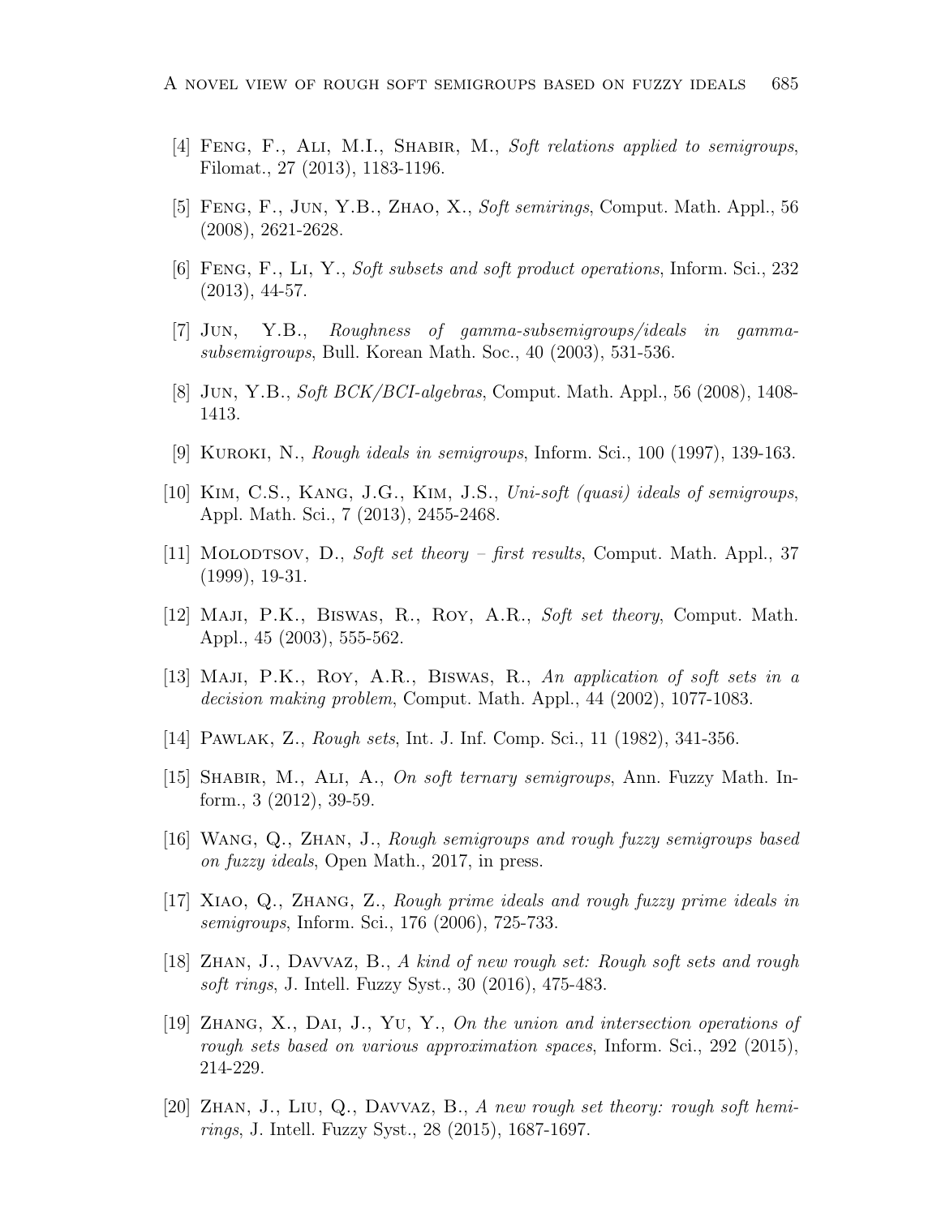[4] Feng, F., Ali, M.I., Shabir, M., *Soft relations applied to semigroups*, Filomat., 27 (2013), 1183-1196.

[5] Feng, F., Jun, Y.B., Zhao, X., *Soft semirings*, Comput. Math. Appl., 56 (2008), 2621-2628.

[6] Feng, F., Li, Y., *Soft subsets and soft product operations*, Inform. Sci., 232 (2013), 44-57.

[7] Jun, Y.B., *Roughness of gamma-subsemigroups/ideals in gamma-subsemigroups*, Bull. Korean Math. Soc., 40 (2003), 531-536.

[8] Jun, Y.B., *Soft BCK/BCI-algebras*, Comput. Math. Appl., 56 (2008), 1408-1413.

[9] Kuroki, N., *Rough ideals in semigroups*, Inform. Sci., 100 (1997), 139-163.

[10] Kim, C.S., Kang, J.G., Kim, J.S., *Uni-soft (quasi) ideals of semigroups*, Appl. Math. Sci., 7 (2013), 2455-2468.

[11] Molodtsov, D., *Soft set theory – first results*, Comput. Math. Appl., 37 (1999), 19-31.

[12] Maji, P.K., Biswas, R., Roy, A.R., *Soft set theory*, Comput. Math. Appl., 45 (2003), 555-562.

[13] Maji, P.K., Roy, A.R., Biswas, R., *An application of soft sets in a decision making problem*, Comput. Math. Appl., 44 (2002), 1077-1083.

[14] Pawlak, Z., *Rough sets*, Int. J. Inf. Comp. Sci., 11 (1982), 341-356.

[15] Shabir, M., Ali, A., *On soft ternary semigroups*, Ann. Fuzzy Math. Inform., 3 (2012), 39-59.

[16] Wang, Q., Zhan, J., *Rough semigroups and rough fuzzy semigroups based on fuzzy ideals*, Open Math., 2017, in press.

[17] Xiao, Q., Zhang, Z., *Rough prime ideals and rough fuzzy prime ideals in semigroups*, Inform. Sci., 176 (2006), 725-733.

[18] Zhan, J., Davvaz, B., *A kind of new rough set: Rough soft sets and rough soft rings*, J. Intell. Fuzzy Syst., 30 (2016), 475-483.

[19] Zhang, X., Dai, J., Yu, Y., *On the union and intersection operations of rough sets based on various approximation spaces*, Inform. Sci., 292 (2015), 214-229.

[20] Zhan, J., Liu, Q., Davvaz, B., *A new rough set theory: rough soft hemirings*, J. Intell. Fuzzy Syst., 28 (2015), 1687-1697.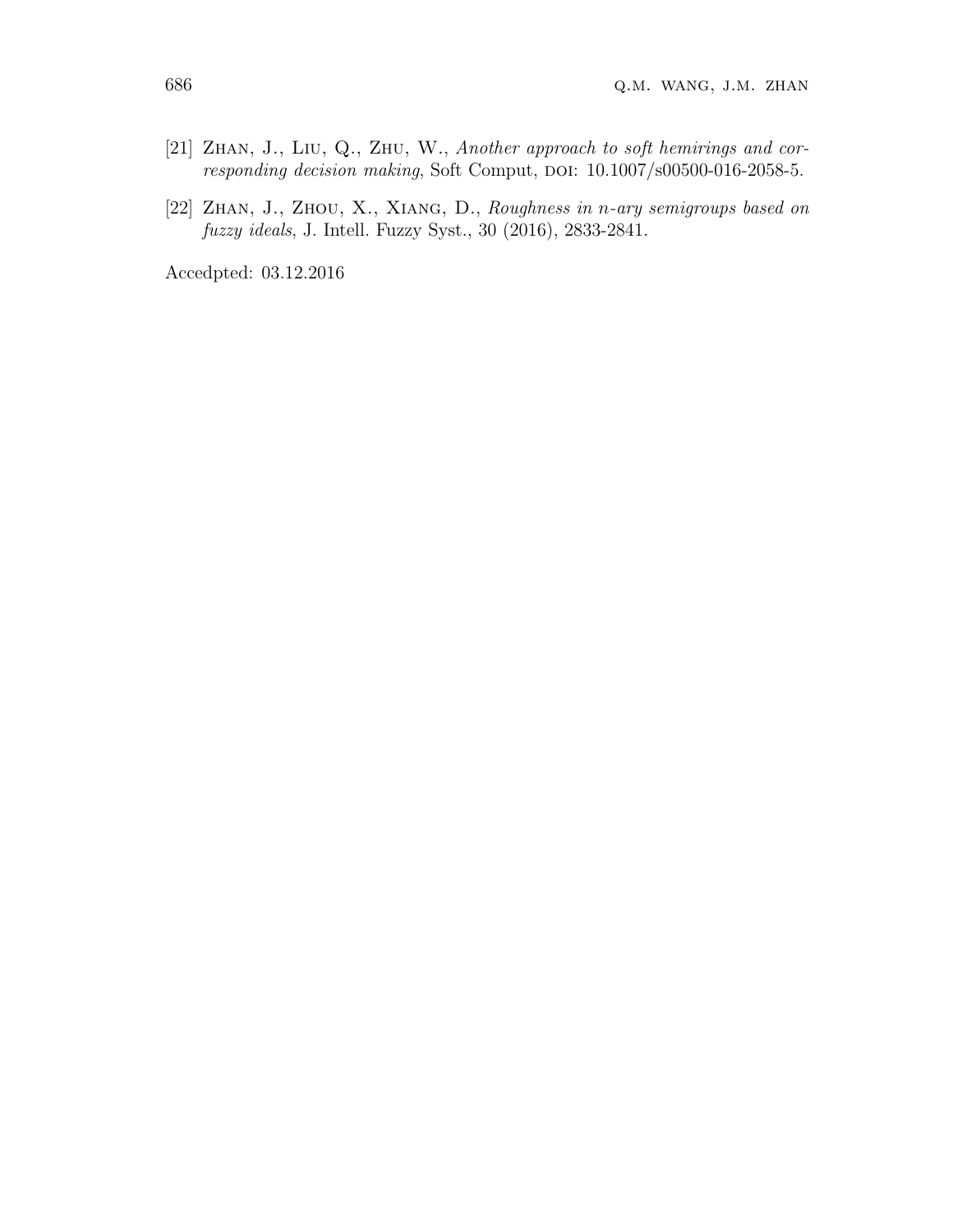[21] Zhan, J., Liu, Q., Zhu, W., *Another approach to soft hemirings and corresponding decision making*, Soft Comput, doi: 10.1007/s00500-016-2058-5.

[22] Zhan, J., Zhou, X., Xiang, D., *Roughness in $n$-ary semigroups based on fuzzy ideals*, J. Intell. Fuzzy Syst., 30 (2016), 2833-2841.

Accedpted: 03.12.2016